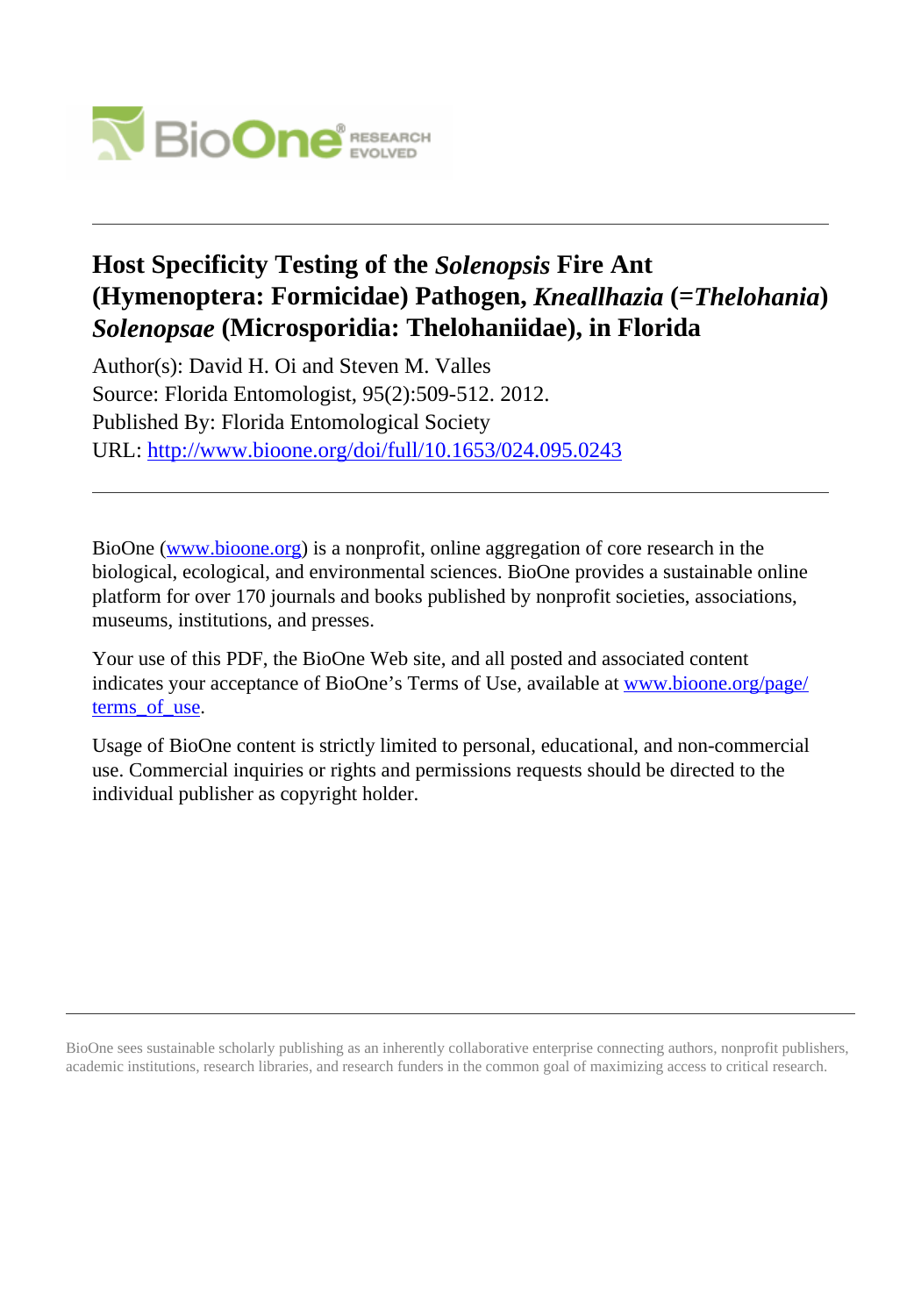# Host Specificity Testing of the *Solenopsis* Fire Ant (Hymenoptera: Formicidae) Pathogen, *Kneallhazia* (=*Thelohania*) *Solenopsae* (Microsporidia: Thelohaniidae), in Florida

Author(s): David H. Oi and Steven M. Valles

Source: Florida Entomologist, 95(2):509-512. 2012.

Published By: Florida Entomological Society

URL: http://www.bioone.org/doi/full/10.1653/024.095.0243

---

BioOne (www.bioone.org) is a nonprofit, online aggregation of core research in the biological, ecological, and environmental sciences. BioOne provides a sustainable online platform for over 170 journals and books published by nonprofit societies, associations, museums, institutions, and presses.

Your use of this PDF, the BioOne Web site, and all posted and associated content indicates your acceptance of BioOne's Terms of Use, available at www.bioone.org/page/terms_of_use.

Usage of BioOne content is strictly limited to personal, educational, and non-commercial use. Commercial inquiries or rights and permissions requests should be directed to the individual publisher as copyright holder.

---

BioOne sees sustainable scholarly publishing as an inherently collaborative enterprise connecting authors, nonprofit publishers, academic institutions, research libraries, and research funders in the common goal of maximizing access to critical research.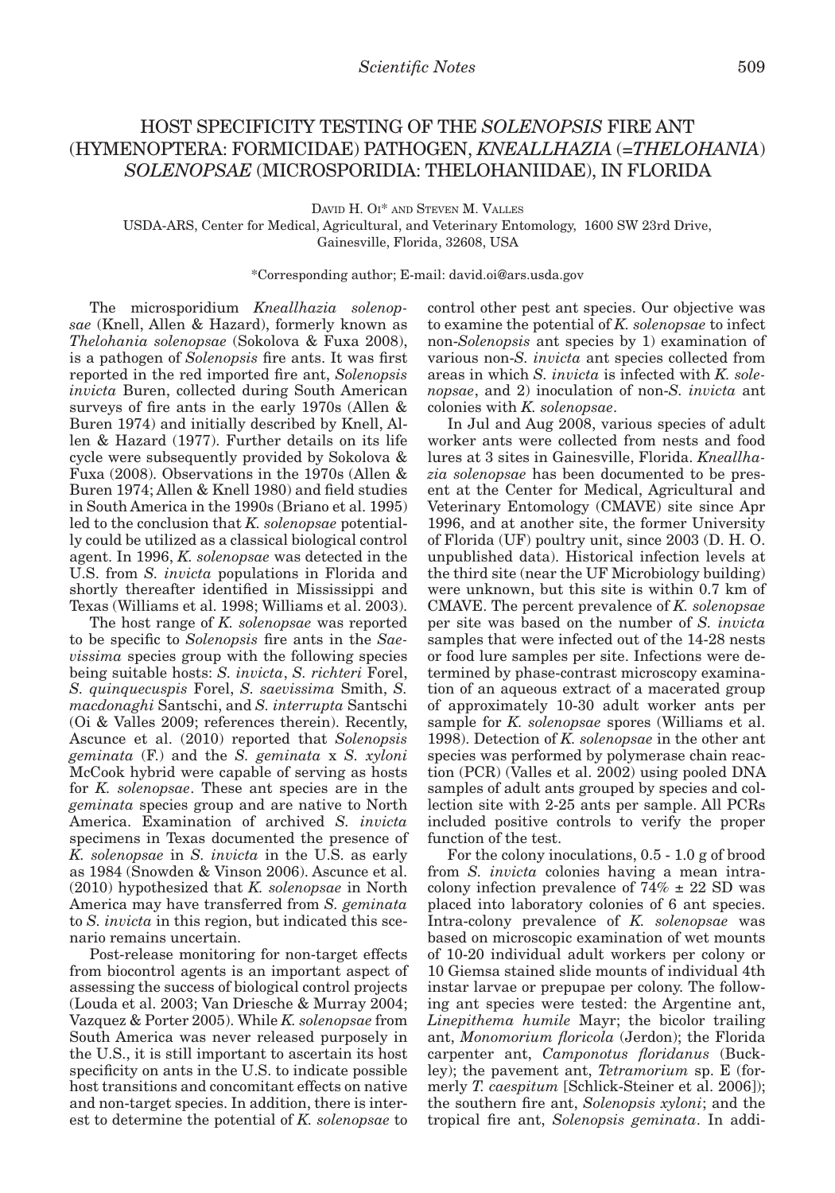# HOST SPECIFICITY TESTING OF THE *SOLENOPSIS* FIRE ANT (HYMENOPTERA: FORMICIDAE) PATHOGEN, *KNEALLHAZIA* (=*THELOHANIA*) *SOLENOPSAE* (MICROSPORIDIA: THELOHANIIDAE), IN FLORIDA

David H. Oi* and Steven M. Valles

USDA-ARS, Center for Medical, Agricultural, and Veterinary Entomology, 1600 SW 23rd Drive, Gainesville, Florida, 32608, USA

*Corresponding author; E-mail: david.oi@ars.usda.gov

The microsporidium *Kneallhazia solenopsae* (Knell, Allen & Hazard), formerly known as *Thelohania solenopsae* (Sokolova & Fuxa 2008), is a pathogen of *Solenopsis* fire ants. It was first reported in the red imported fire ant, *Solenopsis invicta* Buren, collected during South American surveys of fire ants in the early 1970s (Allen & Buren 1974) and initially described by Knell, Allen & Hazard (1977). Further details on its life cycle were subsequently provided by Sokolova & Fuxa (2008). Observations in the 1970s (Allen & Buren 1974; Allen & Knell 1980) and field studies in South America in the 1990s (Briano et al. 1995) led to the conclusion that *K. solenopsae* potentially could be utilized as a classical biological control agent. In 1996, *K. solenopsae* was detected in the U.S. from *S. invicta* populations in Florida and shortly thereafter identified in Mississippi and Texas (Williams et al. 1998; Williams et al. 2003).

The host range of *K. solenopsae* was reported to be specific to *Solenopsis* fire ants in the *Saevissima* species group with the following species being suitable hosts: *S. invicta*, *S. richteri* Forel, *S. quinquecuspis* Forel, *S. saevissima* Smith, *S. macdonaghi* Santschi, and *S. interrupta* Santschi (Oi & Valles 2009; references therein). Recently, Ascunce et al. (2010) reported that *Solenopsis geminata* (F.) and the *S. geminata* x *S. xyloni* McCook hybrid were capable of serving as hosts for *K. solenopsae*. These ant species are in the *geminata* species group and are native to North America. Examination of archived *S. invicta* specimens in Texas documented the presence of *K. solenopsae* in *S. invicta* in the U.S. as early as 1984 (Snowden & Vinson 2006). Ascunce et al. (2010) hypothesized that *K. solenopsae* in North America may have transferred from *S. geminata* to *S. invicta* in this region, but indicated this scenario remains uncertain.

Post-release monitoring for non-target effects from biocontrol agents is an important aspect of assessing the success of biological control projects (Louda et al. 2003; Van Driesche & Murray 2004; Vazquez & Porter 2005). While *K. solenopsae* from South America was never released purposely in the U.S., it is still important to ascertain its host specificity on ants in the U.S. to indicate possible host transitions and concomitant effects on native and non-target species. In addition, there is interest to determine the potential of *K. solenopsae* to control other pest ant species. Our objective was to examine the potential of *K. solenopsae* to infect non-*Solenopsis* ant species by 1) examination of various non-*S. invicta* ant species collected from areas in which *S. invicta* is infected with *K. solenopsae*, and 2) inoculation of non-*S. invicta* ant colonies with *K. solenopsae*.

In Jul and Aug 2008, various species of adult worker ants were collected from nests and food lures at 3 sites in Gainesville, Florida. *Kneallhazia solenopsae* has been documented to be present at the Center for Medical, Agricultural and Veterinary Entomology (CMAVE) site since Apr 1996, and at another site, the former University of Florida (UF) poultry unit, since 2003 (D. H. O. unpublished data). Historical infection levels at the third site (near the UF Microbiology building) were unknown, but this site is within 0.7 km of CMAVE. The percent prevalence of *K. solenopsae* per site was based on the number of *S. invicta* samples that were infected out of the 14-28 nests or food lure samples per site. Infections were determined by phase-contrast microscopy examination of an aqueous extract of a macerated group of approximately 10-30 adult worker ants per sample for *K. solenopsae* spores (Williams et al. 1998). Detection of *K. solenopsae* in the other ant species was performed by polymerase chain reaction (PCR) (Valles et al. 2002) using pooled DNA samples of adult ants grouped by species and collection site with 2-25 ants per sample. All PCRs included positive controls to verify the proper function of the test.

For the colony inoculations, 0.5 - 1.0 g of brood from *S. invicta* colonies having a mean intracolony infection prevalence of 74% ± 22 SD was placed into laboratory colonies of 6 ant species. Intra-colony prevalence of *K. solenopsae* was based on microscopic examination of wet mounts of 10-20 individual adult workers per colony or 10 Giemsa stained slide mounts of individual 4th instar larvae or prepupae per colony. The following ant species were tested: the Argentine ant, *Linepithema humile* Mayr; the bicolor trailing ant, *Monomorium floricola* (Jerdon); the Florida carpenter ant, *Camponotus floridanus* (Buckley); the pavement ant, *Tetramorium* sp. E (formerly *T. caespitum* [Schlick-Steiner et al. 2006]); the southern fire ant, *Solenopsis xyloni*; and the tropical fire ant, *Solenopsis geminata*. In addi-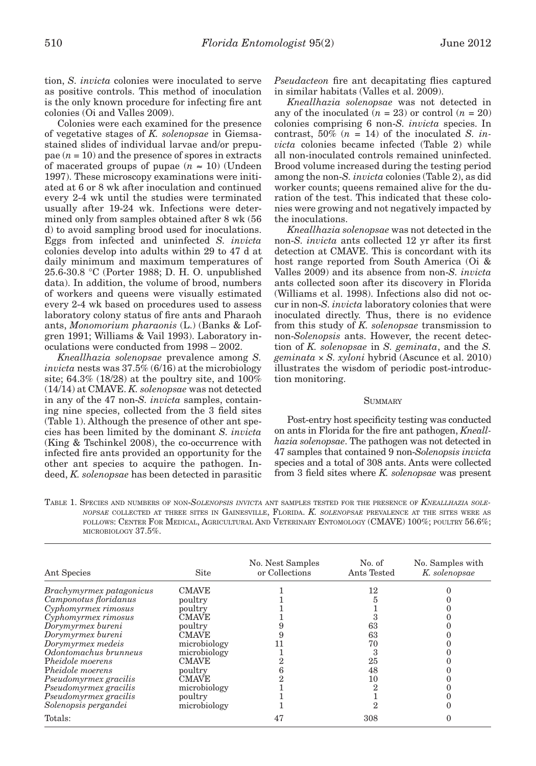tion, *S. invicta* colonies were inoculated to serve as positive controls. This method of inoculation is the only known procedure for infecting fire ant colonies (Oi and Valles 2009).

Colonies were each examined for the presence of vegetative stages of *K. solenopsae* in Giemsa-stained slides of individual larvae and/or prepupae ($n = 10$) and the presence of spores in extracts of macerated groups of pupae ($n \approx 10$) (Undeen 1997). These microscopy examinations were initiated at 6 or 8 wk after inoculation and continued every 2-4 wk until the studies were terminated usually after 19-24 wk. Infections were determined only from samples obtained after 8 wk (56 d) to avoid sampling brood used for inoculations. Eggs from infected and uninfected *S. invicta* colonies develop into adults within 29 to 47 d at daily minimum and maximum temperatures of 25.6-30.8 °C (Porter 1988; D. H. O. unpublished data). In addition, the volume of brood, numbers of workers and queens were visually estimated every 2-4 wk based on procedures used to assess laboratory colony status of fire ants and Pharaoh ants, *Monomorium pharaonis* (L.) (Banks & Lofgren 1991; Williams & Vail 1993). Laboratory inoculations were conducted from 1998 – 2002.

*Kneallhazia solenopsae* prevalence among *S. invicta* nests was 37.5% (6/16) at the microbiology site; 64.3% (18/28) at the poultry site, and 100% (14/14) at CMAVE. *K. solenopsae* was not detected in any of the 47 non-*S. invicta* samples, containing nine species, collected from the 3 field sites (Table 1). Although the presence of other ant species has been limited by the dominant *S. invicta* (King & Tschinkel 2008), the co-occurrence with infected fire ants provided an opportunity for the other ant species to acquire the pathogen. Indeed, *K. solenopsae* has been detected in parasitic *Pseudacteon* fire ant decapitating flies captured in similar habitats (Valles et al. 2009).

*Kneallhazia solenopsae* was not detected in any of the inoculated ($n = 23$) or control ($n = 20$) colonies comprising 6 non-*S. invicta* species. In contrast, 50% ($n = 14$) of the inoculated *S. invicta* colonies became infected (Table 2) while all non-inoculated controls remained uninfected. Brood volume increased during the testing period among the non-*S. invicta* colonies (Table 2), as did worker counts; queens remained alive for the duration of the test. This indicated that these colonies were growing and not negatively impacted by the inoculations.

*Kneallhazia solenopsae* was not detected in the non-*S. invicta* ants collected 12 yr after its first detection at CMAVE. This is concordant with its host range reported from South America (Oi & Valles 2009) and its absence from non-*S. invicta* ants collected soon after its discovery in Florida (Williams et al. 1998). Infections also did not occur in non-*S. invicta* laboratory colonies that were inoculated directly. Thus, there is no evidence from this study of *K. solenopsae* transmission to non-*Solenopsis* ants. However, the recent detection of *K. solenopsae* in *S. geminata*, and the *S. geminata* × *S. xyloni* hybrid (Ascunce et al. 2010) illustrates the wisdom of periodic post-introduction monitoring.

## Summary

Post-entry host specificity testing was conducted on ants in Florida for the fire ant pathogen, *Kneallhazia solenopsae*. The pathogen was not detected in 47 samples that contained 9 non-*Solenopsis invicta* species and a total of 308 ants. Ants were collected from 3 field sites where *K. solenopsae* was present

Table 1. Species and numbers of non-*Solenopsis invicta* ant samples tested for the presence of *Kneallhazia solenopsae* collected at three sites in Gainesville, Florida. *K. solenopsae* prevalence at the sites were as follows: Center For Medical, Agricultural And Veterinary Entomology (CMAVE) 100%; poultry 56.6%; microbiology 37.5%.

| Ant Species | Site | No. Nest Samples or Collections | No. of Ants Tested | No. Samples with *K. solenopsae* |
|---|---|---|---|---|
| *Brachymyrmex patagonicus* | CMAVE | 1 | 12 | 0 |
| *Camponotus floridanus* | poultry | 1 | 5 | 0 |
| *Cyphomyrmex rimosus* | poultry | 1 | 1 | 0 |
| *Cyphomyrmex rimosus* | CMAVE | 1 | 3 | 0 |
| *Dorymyrmex bureni* | poultry | 9 | 63 | 0 |
| *Dorymyrmex bureni* | CMAVE | 9 | 63 | 0 |
| *Dorymyrmex medeis* | microbiology | 11 | 70 | 0 |
| *Odontomachus brunneus* | microbiology | 1 | 3 | 0 |
| *Pheidole moerens* | CMAVE | 2 | 25 | 0 |
| *Pheidole moerens* | poultry | 6 | 48 | 0 |
| *Pseudomyrmex gracilis* | CMAVE | 2 | 10 | 0 |
| *Pseudomyrmex gracilis* | microbiology | 1 | 2 | 0 |
| *Pseudomyrmex gracilis* | poultry | 1 | 1 | 0 |
| *Solenopsis pergandei* | microbiology | 1 | 2 | 0 |
| Totals: | | 47 | 308 | 0 |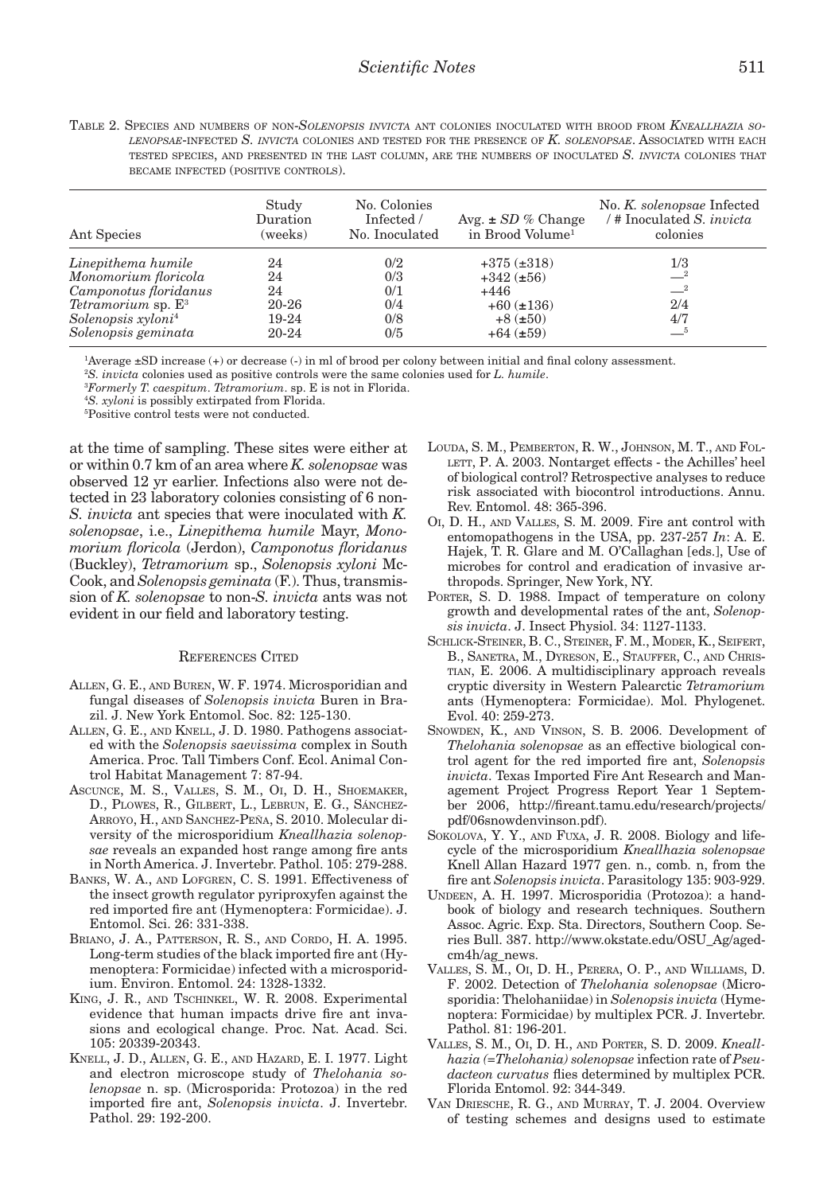TABLE 2. SPECIES AND NUMBERS OF NON-*SOLENOPSIS INVICTA* ANT COLONIES INOCULATED WITH BROOD FROM *KNEALLHAZIA SOLENOPSAE*-INFECTED *S. INVICTA* COLONIES AND TESTED FOR THE PRESENCE OF *K. SOLENOPSAE*. ASSOCIATED WITH EACH TESTED SPECIES, AND PRESENTED IN THE LAST COLUMN, ARE THE NUMBERS OF INOCULATED *S. INVICTA* COLONIES THAT BECAME INFECTED (POSITIVE CONTROLS).

| Ant Species | Study Duration (weeks) | No. Colonies Infected / No. Inoculated | Avg. ± *SD* % Change in Brood Volume[1] | No. *K. solenopsae* Infected / # Inoculated *S. invicta* colonies |
|---|---|---|---|---|
| *Linepithema humile* | 24 | 0/2 | +375 (±318) | 1/3 |
| *Monomorium floricola* | 24 | 0/3 | +342 (±56) | —[2] |
| *Camponotus floridanus* | 24 | 0/1 | +446 | —[2] |
| *Tetramorium* sp. E[3] | 20-26 | 0/4 | +60 (±136) | 2/4 |
| *Solenopsis xyloni*[4] | 19-24 | 0/8 | +8 (±50) | 4/7 |
| *Solenopsis geminata* | 20-24 | 0/5 | +64 (±59) | —[5] |

[1]Average ±SD increase (+) or decrease (-) in ml of brood per colony between initial and final colony assessment.
[2]*S. invicta* colonies used as positive controls were the same colonies used for *L. humile*.
[3]*Formerly T. caespitum*. *Tetramorium*. sp. E is not in Florida.
[4]*S. xyloni* is possibly extirpated from Florida.
[5]Positive control tests were not conducted.

at the time of sampling. These sites were either at or within 0.7 km of an area where *K. solenopsae* was observed 12 yr earlier. Infections also were not detected in 23 laboratory colonies consisting of 6 non-*S. invicta* ant species that were inoculated with *K. solenopsae*, i.e., *Linepithema humile* Mayr, *Monomorium floricola* (Jerdon), *Camponotus floridanus* (Buckley), *Tetramorium* sp., *Solenopsis xyloni* McCook, and *Solenopsis geminata* (F.). Thus, transmission of *K. solenopsae* to non-*S. invicta* ants was not evident in our field and laboratory testing.

## REFERENCES CITED

ALLEN, G. E., AND BUREN, W. F. 1974. Microsporidian and fungal diseases of *Solenopsis invicta* Buren in Brazil. J. New York Entomol. Soc. 82: 125-130.

ALLEN, G. E., AND KNELL, J. D. 1980. Pathogens associated with the *Solenopsis saevissima* complex in South America. Proc. Tall Timbers Conf. Ecol. Animal Control Habitat Management 7: 87-94.

ASCUNCE, M. S., VALLES, S. M., OI, D. H., SHOEMAKER, D., PLOWES, R., GILBERT, L., LEBRUN, E. G., SÁNCHEZ-ARROYO, H., AND SANCHEZ-PEÑA, S. 2010. Molecular diversity of the microsporidium *Kneallhazia solenopsae* reveals an expanded host range among fire ants in North America. J. Invertebr. Pathol. 105: 279-288.

BANKS, W. A., AND LOFGREN, C. S. 1991. Effectiveness of the insect growth regulator pyriproxyfen against the red imported fire ant (Hymenoptera: Formicidae). J. Entomol. Sci. 26: 331-338.

BRIANO, J. A., PATTERSON, R. S., AND CORDO, H. A. 1995. Long-term studies of the black imported fire ant (Hymenoptera: Formicidae) infected with a microsporidium. Environ. Entomol. 24: 1328-1332.

KING, J. R., AND TSCHINKEL, W. R. 2008. Experimental evidence that human impacts drive fire ant invasions and ecological change. Proc. Nat. Acad. Sci. 105: 20339-20343.

KNELL, J. D., ALLEN, G. E., AND HAZARD, E. I. 1977. Light and electron microscope study of *Thelohania solenopsae* n. sp. (Microsporida: Protozoa) in the red imported fire ant, *Solenopsis invicta*. J. Invertebr. Pathol. 29: 192-200.

LOUDA, S. M., PEMBERTON, R. W., JOHNSON, M. T., AND FOLLETT, P. A. 2003. Nontarget effects - the Achilles' heel of biological control? Retrospective analyses to reduce risk associated with biocontrol introductions. Annu. Rev. Entomol. 48: 365-396.

OI, D. H., AND VALLES, S. M. 2009. Fire ant control with entomopathogens in the USA, pp. 237-257 *In*: A. E. Hajek, T. R. Glare and M. O'Callaghan [eds.], Use of microbes for control and eradication of invasive arthropods. Springer, New York, NY.

PORTER, S. D. 1988. Impact of temperature on colony growth and developmental rates of the ant, *Solenopsis invicta*. J. Insect Physiol. 34: 1127-1133.

SCHLICK-STEINER, B. C., STEINER, F. M., MODER, K., SEIFERT, B., SANETRA, M., DYRESON, E., STAUFFER, C., AND CHRISTIAN, E. 2006. A multidisciplinary approach reveals cryptic diversity in Western Palearctic *Tetramorium* ants (Hymenoptera: Formicidae). Mol. Phylogenet. Evol. 40: 259-273.

SNOWDEN, K., AND VINSON, S. B. 2006. Development of *Thelohania solenopsae* as an effective biological control agent for the red imported fire ant, *Solenopsis invicta*. Texas Imported Fire Ant Research and Management Project Progress Report Year 1 September 2006, http://fireant.tamu.edu/research/projects/pdf/06snowdenvinson.pdf).

SOKOLOVA, Y. Y., AND FUXA, J. R. 2008. Biology and lifecycle of the microsporidium *Kneallhazia solenopsae* Knell Allan Hazard 1977 gen. n., comb. n, from the fire ant *Solenopsis invicta*. Parasitology 135: 903-929.

UNDEEN, A. H. 1997. Microsporidia (Protozoa): a handbook of biology and research techniques. Southern Assoc. Agric. Exp. Sta. Directors, Southern Coop. Series Bull. 387. http://www.okstate.edu/OSU_Ag/agedcm4h/ag_news.

VALLES, S. M., OI, D. H., PERERA, O. P., AND WILLIAMS, D. F. 2002. Detection of *Thelohania solenopsae* (Microsporidia: Thelohaniidae) in *Solenopsis invicta* (Hymenoptera: Formicidae) by multiplex PCR. J. Invertebr. Pathol. 81: 196-201.

VALLES, S. M., OI, D. H., AND PORTER, S. D. 2009. *Kneallhazia (=Thelohania) solenopsae* infection rate of *Pseudacteon curvatus* flies determined by multiplex PCR. Florida Entomol. 92: 344-349.

VAN DRIESCHE, R. G., AND MURRAY, T. J. 2004. Overview of testing schemes and designs used to estimate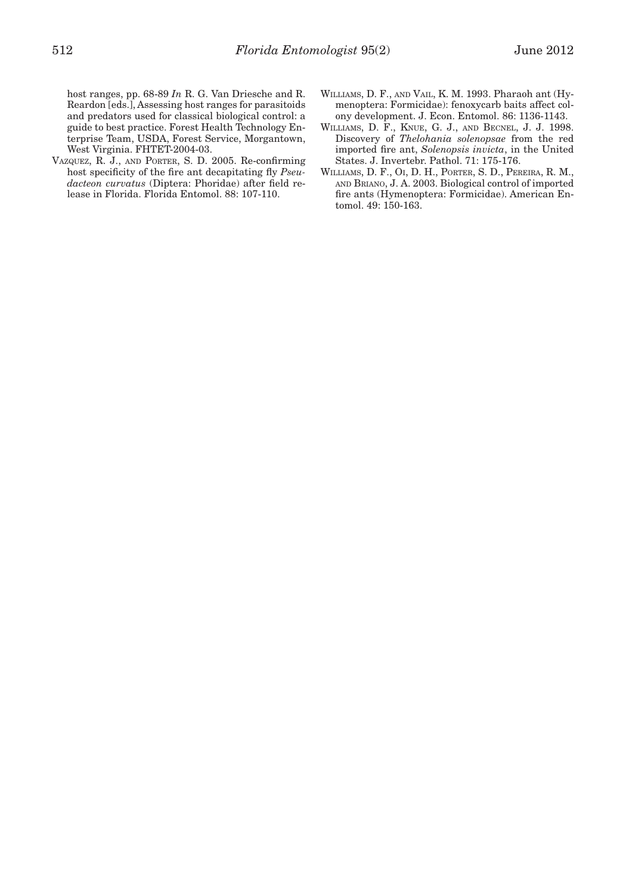host ranges, pp. 68-89 *In* R. G. Van Driesche and R. Reardon [eds.], Assessing host ranges for parasitoids and predators used for classical biological control: a guide to best practice. Forest Health Technology Enterprise Team, USDA, Forest Service, Morgantown, West Virginia. FHTET-2004-03.

VAZQUEZ, R. J., AND PORTER, S. D. 2005. Re-confirming host specificity of the fire ant decapitating fly *Pseudacteon curvatus* (Diptera: Phoridae) after field release in Florida. Florida Entomol. 88: 107-110.

WILLIAMS, D. F., AND VAIL, K. M. 1993. Pharaoh ant (Hymenoptera: Formicidae): fenoxycarb baits affect colony development. J. Econ. Entomol. 86: 1136-1143.

WILLIAMS, D. F., KNUE, G. J., AND BECNEL, J. J. 1998. Discovery of *Thelohania solenopsae* from the red imported fire ant, *Solenopsis invicta*, in the United States. J. Invertebr. Pathol. 71: 175-176.

WILLIAMS, D. F., OI, D. H., PORTER, S. D., PEREIRA, R. M., AND BRIANO, J. A. 2003. Biological control of imported fire ants (Hymenoptera: Formicidae). American Entomol. 49: 150-163.